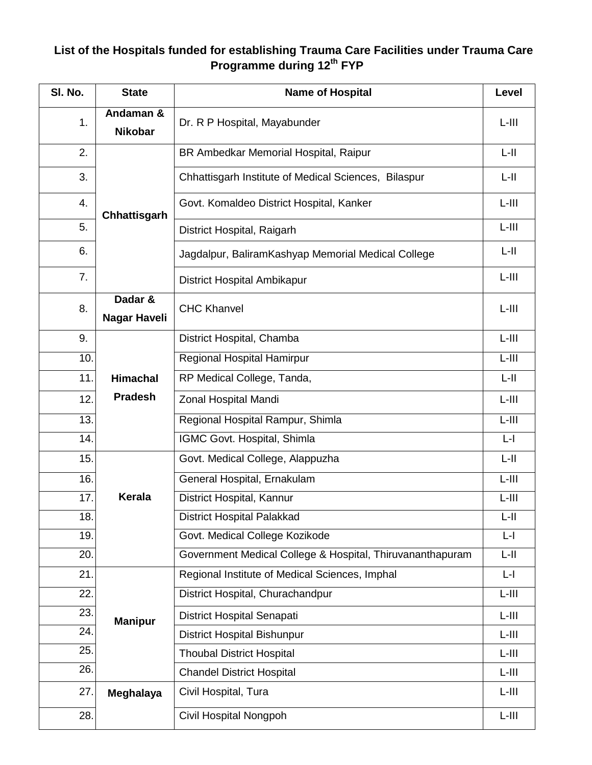## List of the Hospitals funded for establishing Trauma Care Facilities under Trauma Care Programme during 12th FYP

| Sl. No. | State | Name of Hospital | Level |
|---|---|---|---|
| 1. | Andaman & Nikobar | Dr. R P Hospital, Mayabunder | L-III |
| 2. | Chhattisgarh | BR Ambedkar Memorial Hospital, Raipur | L-II |
| 3. | | Chhattisgarh Institute of Medical Sciences, Bilaspur | L-II |
| 4. | | Govt. Komaldeo District Hospital, Kanker | L-III |
| 5. | | District Hospital, Raigarh | L-III |
| 6. | | Jagdalpur, BaliramKashyap Memorial Medical College | L-II |
| 7. | | District Hospital Ambikapur | L-III |
| 8. | Dadar & Nagar Haveli | CHC Khanvel | L-III |
| 9. | Himachal Pradesh | District Hospital, Chamba | L-III |
| 10. | | Regional Hospital Hamirpur | L-III |
| 11. | | RP Medical College, Tanda, | L-II |
| 12. | | Zonal Hospital Mandi | L-III |
| 13. | | Regional Hospital Rampur, Shimla | L-III |
| 14. | | IGMC Govt. Hospital, Shimla | L-I |
| 15. | Kerala | Govt. Medical College, Alappuzha | L-II |
| 16. | | General Hospital, Ernakulam | L-III |
| 17. | | District Hospital, Kannur | L-III |
| 18. | | District Hospital Palakkad | L-II |
| 19. | | Govt. Medical College Kozikode | L-I |
| 20. | | Government Medical College & Hospital, Thiruvananthapuram | L-II |
| 21. | Manipur | Regional Institute of Medical Sciences, Imphal | L-I |
| 22. | | District Hospital, Churachandpur | L-III |
| 23. | | District Hospital Senapati | L-III |
| 24. | | District Hospital Bishunpur | L-III |
| 25. | | Thoubal District Hospital | L-III |
| 26. | | Chandel District Hospital | L-III |
| 27. | Meghalaya | Civil Hospital, Tura | L-III |
| 28. | | Civil Hospital Nongpoh | L-III |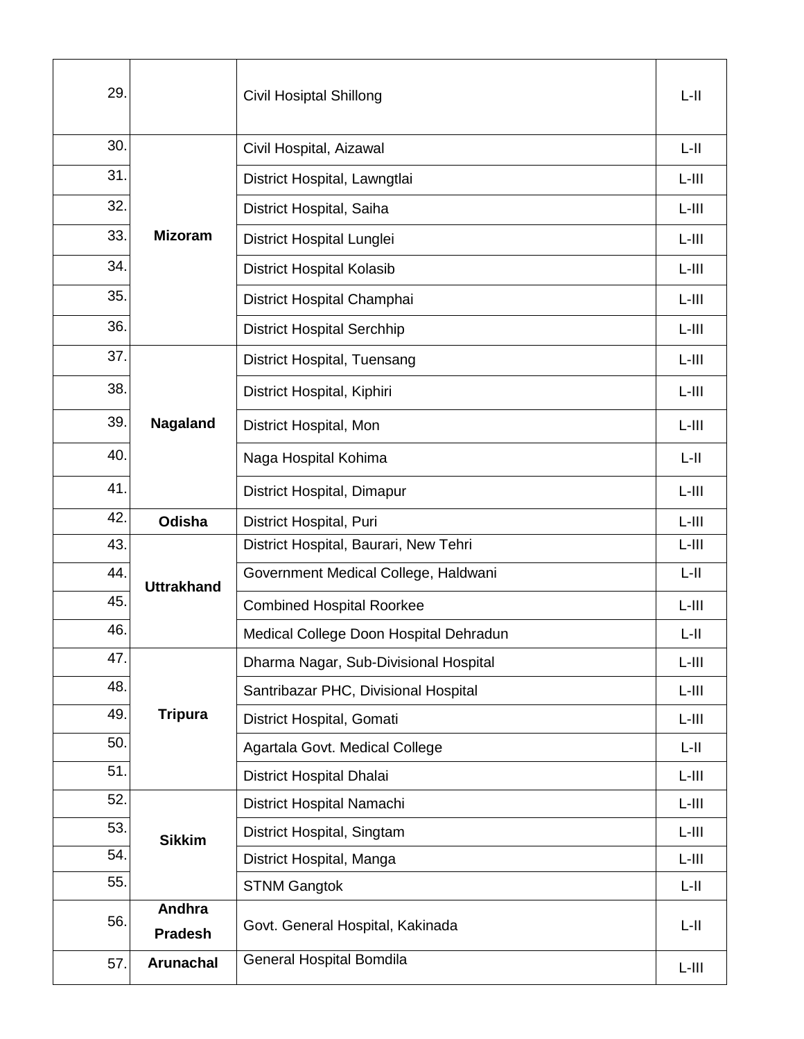| | | | |
|---|---|---|---|
| 29. | | Civil Hosiptal Shillong | L-II |
| 30. | Mizoram | Civil Hospital, Aizawal | L-II |
| 31. | | District Hospital, Lawngtlai | L-III |
| 32. | | District Hospital, Saiha | L-III |
| 33. | | District Hospital Lunglei | L-III |
| 34. | | District Hospital Kolasib | L-III |
| 35. | | District Hospital Champhai | L-III |
| 36. | | District Hospital Serchhip | L-III |
| 37. | Nagaland | District Hospital, Tuensang | L-III |
| 38. | | District Hospital, Kiphiri | L-III |
| 39. | | District Hospital, Mon | L-III |
| 40. | | Naga Hospital Kohima | L-II |
| 41. | | District Hospital, Dimapur | L-III |
| 42. | Odisha | District Hospital, Puri | L-III |
| 43. | Uttrakhand | District Hospital, Baurari, New Tehri | L-III |
| 44. | | Government Medical College, Haldwani | L-II |
| 45. | | Combined Hospital Roorkee | L-III |
| 46. | | Medical College Doon Hospital Dehradun | L-II |
| 47. | Tripura | Dharma Nagar, Sub-Divisional Hospital | L-III |
| 48. | | Santribazar PHC, Divisional Hospital | L-III |
| 49. | | District Hospital, Gomati | L-III |
| 50. | | Agartala Govt. Medical College | L-II |
| 51. | | District Hospital Dhalai | L-III |
| 52. | Sikkim | District Hospital Namachi | L-III |
| 53. | | District Hospital, Singtam | L-III |
| 54. | | District Hospital, Manga | L-III |
| 55. | | STNM Gangtok | L-II |
| 56. | Andhra Pradesh | Govt. General Hospital, Kakinada | L-II |
| 57. | Arunachal | General Hospital Bomdila | L-III |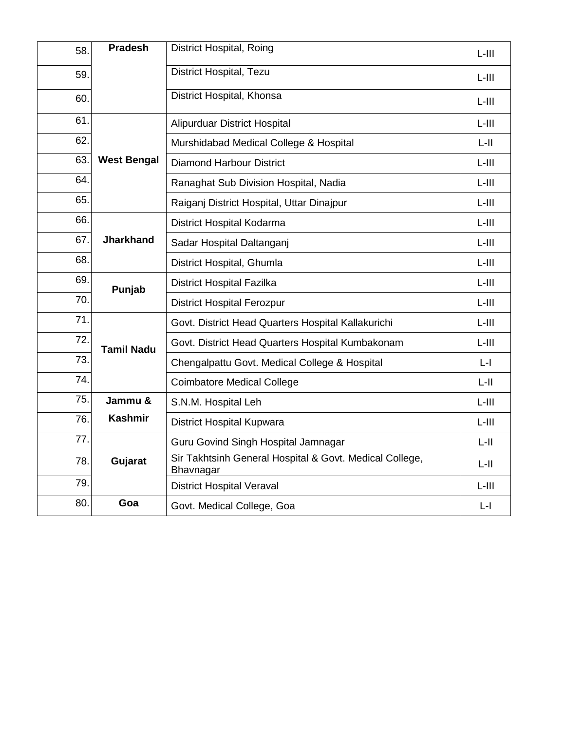| | | | |
|---|---|---|---|
| 58. | Pradesh | District Hospital, Roing | L-III |
| 59. | | District Hospital, Tezu | L-III |
| 60. | | District Hospital, Khonsa | L-III |
| 61. | West Bengal | Alipurduar District Hospital | L-III |
| 62. | | Murshidabad Medical College & Hospital | L-II |
| 63. | | Diamond Harbour District | L-III |
| 64. | | Ranaghat Sub Division Hospital, Nadia | L-III |
| 65. | | Raiganj District Hospital, Uttar Dinajpur | L-III |
| 66. | Jharkhand | District Hospital Kodarma | L-III |
| 67. | | Sadar Hospital Daltanganj | L-III |
| 68. | | District Hospital, Ghumla | L-III |
| 69. | Punjab | District Hospital Fazilka | L-III |
| 70. | | District Hospital Ferozpur | L-III |
| 71. | Tamil Nadu | Govt. District Head Quarters Hospital Kallakurichi | L-III |
| 72. | | Govt. District Head Quarters Hospital Kumbakonam | L-III |
| 73. | | Chengalpattu Govt. Medical College & Hospital | L-I |
| 74. | | Coimbatore Medical College | L-II |
| 75. | Jammu & Kashmir | S.N.M. Hospital Leh | L-III |
| 76. | | District Hospital Kupwara | L-III |
| 77. | Gujarat | Guru Govind Singh Hospital Jamnagar | L-II |
| 78. | | Sir Takhtsinh General Hospital & Govt. Medical College, Bhavnagar | L-II |
| 79. | | District Hospital Veraval | L-III |
| 80. | Goa | Govt. Medical College, Goa | L-I |